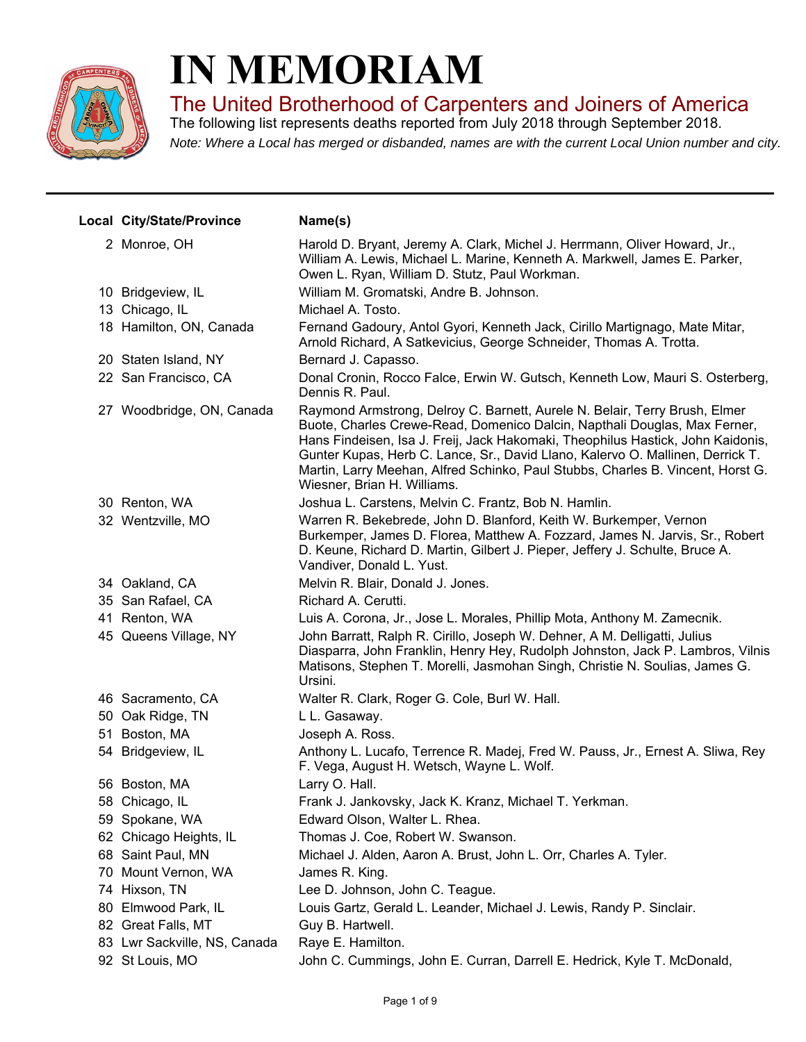# IN MEMORIAM

## The United Brotherhood of Carpenters and Joiners of America

The following list represents deaths reported from July 2018 through September 2018.

*Note: Where a Local has merged or disbanded, names are with the current Local Union number and city.*

---

| Local | City/State/Province | Name(s) |
|---|---|---|
| 2 | Monroe, OH | Harold D. Bryant, Jeremy A. Clark, Michel J. Herrmann, Oliver Howard, Jr., William A. Lewis, Michael L. Marine, Kenneth A. Markwell, James E. Parker, Owen L. Ryan, William D. Stutz, Paul Workman. |
| 10 | Bridgeview, IL | William M. Gromatski, Andre B. Johnson. |
| 13 | Chicago, IL | Michael A. Tosto. |
| 18 | Hamilton, ON, Canada | Fernand Gadoury, Antol Gyori, Kenneth Jack, Cirillo Martignago, Mate Mitar, Arnold Richard, A Satkevicius, George Schneider, Thomas A. Trotta. |
| 20 | Staten Island, NY | Bernard J. Capasso. |
| 22 | San Francisco, CA | Donal Cronin, Rocco Falce, Erwin W. Gutsch, Kenneth Low, Mauri S. Osterberg, Dennis R. Paul. |
| 27 | Woodbridge, ON, Canada | Raymond Armstrong, Delroy C. Barnett, Aurele N. Belair, Terry Brush, Elmer Buote, Charles Crewe-Read, Domenico Dalcin, Napthali Douglas, Max Ferner, Hans Findeisen, Isa J. Freij, Jack Hakomaki, Theophilus Hastick, John Kaidonis, Gunter Kupas, Herb C. Lance, Sr., David Llano, Kalervo O. Mallinen, Derrick T. Martin, Larry Meehan, Alfred Schinko, Paul Stubbs, Charles B. Vincent, Horst G. Wiesner, Brian H. Williams. |
| 30 | Renton, WA | Joshua L. Carstens, Melvin C. Frantz, Bob N. Hamlin. |
| 32 | Wentzville, MO | Warren R. Bekebrede, John D. Blanford, Keith W. Burkemper, Vernon Burkemper, James D. Florea, Matthew A. Fozzard, James N. Jarvis, Sr., Robert D. Keune, Richard D. Martin, Gilbert J. Pieper, Jeffery J. Schulte, Bruce A. Vandiver, Donald L. Yust. |
| 34 | Oakland, CA | Melvin R. Blair, Donald J. Jones. |
| 35 | San Rafael, CA | Richard A. Cerutti. |
| 41 | Renton, WA | Luis A. Corona, Jr., Jose L. Morales, Phillip Mota, Anthony M. Zamecnik. |
| 45 | Queens Village, NY | John Barratt, Ralph R. Cirillo, Joseph W. Dehner, A M. Delligatti, Julius Diasparra, John Franklin, Henry Hey, Rudolph Johnston, Jack P. Lambros, Vilnis Matisons, Stephen T. Morelli, Jasmohan Singh, Christie N. Soulias, James G. Ursini. |
| 46 | Sacramento, CA | Walter R. Clark, Roger G. Cole, Burl W. Hall. |
| 50 | Oak Ridge, TN | L L. Gasaway. |
| 51 | Boston, MA | Joseph A. Ross. |
| 54 | Bridgeview, IL | Anthony L. Lucafo, Terrence R. Madej, Fred W. Pauss, Jr., Ernest A. Sliwa, Rey F. Vega, August H. Wetsch, Wayne L. Wolf. |
| 56 | Boston, MA | Larry O. Hall. |
| 58 | Chicago, IL | Frank J. Jankovsky, Jack K. Kranz, Michael T. Yerkman. |
| 59 | Spokane, WA | Edward Olson, Walter L. Rhea. |
| 62 | Chicago Heights, IL | Thomas J. Coe, Robert W. Swanson. |
| 68 | Saint Paul, MN | Michael J. Alden, Aaron A. Brust, John L. Orr, Charles A. Tyler. |
| 70 | Mount Vernon, WA | James R. King. |
| 74 | Hixson, TN | Lee D. Johnson, John C. Teague. |
| 80 | Elmwood Park, IL | Louis Gartz, Gerald L. Leander, Michael J. Lewis, Randy P. Sinclair. |
| 82 | Great Falls, MT | Guy B. Hartwell. |
| 83 | Lwr Sackville, NS, Canada | Raye E. Hamilton. |
| 92 | St Louis, MO | John C. Cummings, John E. Curran, Darrell E. Hedrick, Kyle T. McDonald, |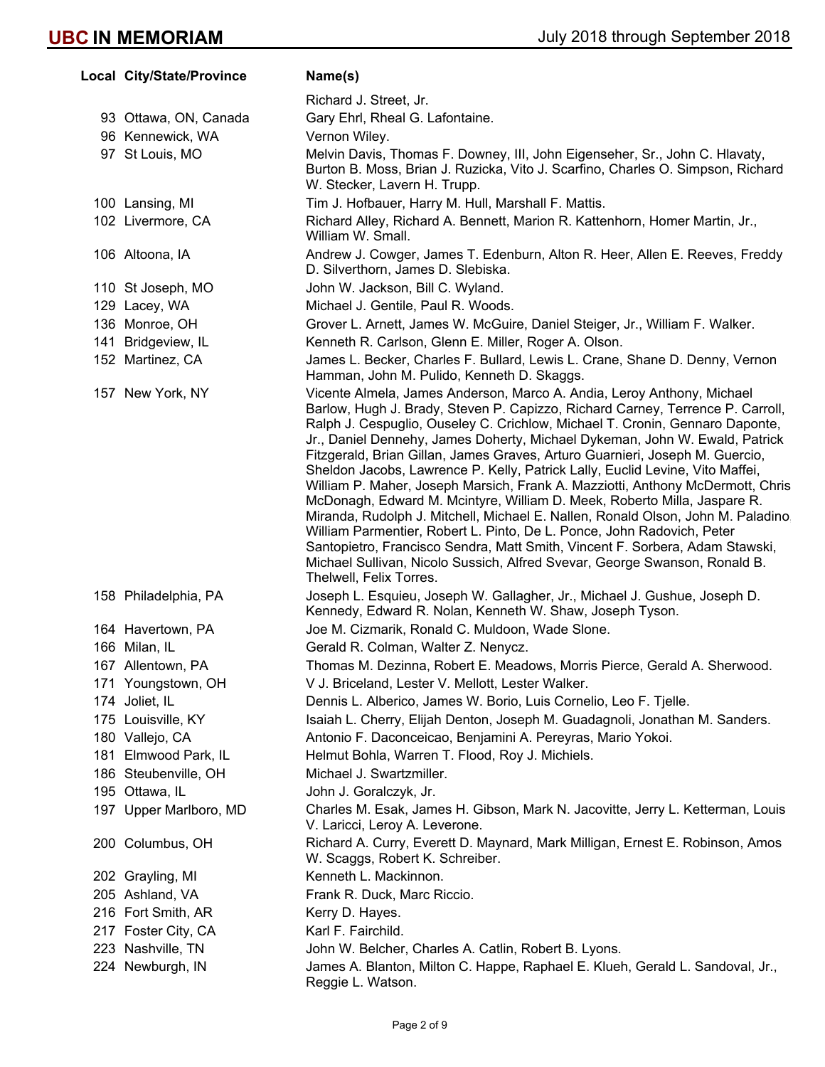| Local | City/State/Province | Name(s) |
|---|---|---|
| | | Richard J. Street, Jr. |
| 93 | Ottawa, ON, Canada | Gary Ehrl, Rheal G. Lafontaine. |
| 96 | Kennewick, WA | Vernon Wiley. |
| 97 | St Louis, MO | Melvin Davis, Thomas F. Downey, III, John Eigenseher, Sr., John C. Hlavaty, Burton B. Moss, Brian J. Ruzicka, Vito J. Scarfino, Charles O. Simpson, Richard W. Stecker, Lavern H. Trupp. |
| 100 | Lansing, MI | Tim J. Hofbauer, Harry M. Hull, Marshall F. Mattis. |
| 102 | Livermore, CA | Richard Alley, Richard A. Bennett, Marion R. Kattenhorn, Homer Martin, Jr., William W. Small. |
| 106 | Altoona, IA | Andrew J. Cowger, James T. Edenburn, Alton R. Heer, Allen E. Reeves, Freddy D. Silverthorn, James D. Slebiska. |
| 110 | St Joseph, MO | John W. Jackson, Bill C. Wyland. |
| 129 | Lacey, WA | Michael J. Gentile, Paul R. Woods. |
| 136 | Monroe, OH | Grover L. Arnett, James W. McGuire, Daniel Steiger, Jr., William F. Walker. |
| 141 | Bridgeview, IL | Kenneth R. Carlson, Glenn E. Miller, Roger A. Olson. |
| 152 | Martinez, CA | James L. Becker, Charles F. Bullard, Lewis L. Crane, Shane D. Denny, Vernon Hamman, John M. Pulido, Kenneth D. Skaggs. |
| 157 | New York, NY | Vicente Almela, James Anderson, Marco A. Andia, Leroy Anthony, Michael Barlow, Hugh J. Brady, Steven P. Capizzo, Richard Carney, Terrence P. Carroll, Ralph J. Cespuglio, Ouseley C. Crichlow, Michael T. Cronin, Gennaro Daponte, Jr., Daniel Dennehy, James Doherty, Michael Dykeman, John W. Ewald, Patrick Fitzgerald, Brian Gillan, James Graves, Arturo Guarnieri, Joseph M. Guercio, Sheldon Jacobs, Lawrence P. Kelly, Patrick Lally, Euclid Levine, Vito Maffei, William P. Maher, Joseph Marsich, Frank A. Mazziotti, Anthony McDermott, Chris McDonagh, Edward M. Mcintyre, William D. Meek, Roberto Milla, Jaspare R. Miranda, Rudolph J. Mitchell, Michael E. Nallen, Ronald Olson, John M. Paladino, William Parmentier, Robert L. Pinto, De L. Ponce, John Radovich, Peter Santopietro, Francisco Sendra, Matt Smith, Vincent F. Sorbera, Adam Stawski, Michael Sullivan, Nicolo Sussich, Alfred Svevar, George Swanson, Ronald B. Thelwell, Felix Torres. |
| 158 | Philadelphia, PA | Joseph L. Esquieu, Joseph W. Gallagher, Jr., Michael J. Gushue, Joseph D. Kennedy, Edward R. Nolan, Kenneth W. Shaw, Joseph Tyson. |
| 164 | Havertown, PA | Joe M. Cizmarik, Ronald C. Muldoon, Wade Slone. |
| 166 | Milan, IL | Gerald R. Colman, Walter Z. Nenycz. |
| 167 | Allentown, PA | Thomas M. Dezinna, Robert E. Meadows, Morris Pierce, Gerald A. Sherwood. |
| 171 | Youngstown, OH | V J. Briceland, Lester V. Mellott, Lester Walker. |
| 174 | Joliet, IL | Dennis L. Alberico, James W. Borio, Luis Cornelio, Leo F. Tjelle. |
| 175 | Louisville, KY | Isaiah L. Cherry, Elijah Denton, Joseph M. Guadagnoli, Jonathan M. Sanders. |
| 180 | Vallejo, CA | Antonio F. Daconceicao, Benjamini A. Pereyras, Mario Yokoi. |
| 181 | Elmwood Park, IL | Helmut Bohla, Warren T. Flood, Roy J. Michiels. |
| 186 | Steubenville, OH | Michael J. Swartzmiller. |
| 195 | Ottawa, IL | John J. Goralczyk, Jr. |
| 197 | Upper Marlboro, MD | Charles M. Esak, James H. Gibson, Mark N. Jacovitte, Jerry L. Ketterman, Louis V. Laricci, Leroy A. Leverone. |
| 200 | Columbus, OH | Richard A. Curry, Everett D. Maynard, Mark Milligan, Ernest E. Robinson, Amos W. Scaggs, Robert K. Schreiber. |
| 202 | Grayling, MI | Kenneth L. Mackinnon. |
| 205 | Ashland, VA | Frank R. Duck, Marc Riccio. |
| 216 | Fort Smith, AR | Kerry D. Hayes. |
| 217 | Foster City, CA | Karl F. Fairchild. |
| 223 | Nashville, TN | John W. Belcher, Charles A. Catlin, Robert B. Lyons. |
| 224 | Newburgh, IN | James A. Blanton, Milton C. Happe, Raphael E. Klueh, Gerald L. Sandoval, Jr., Reggie L. Watson. |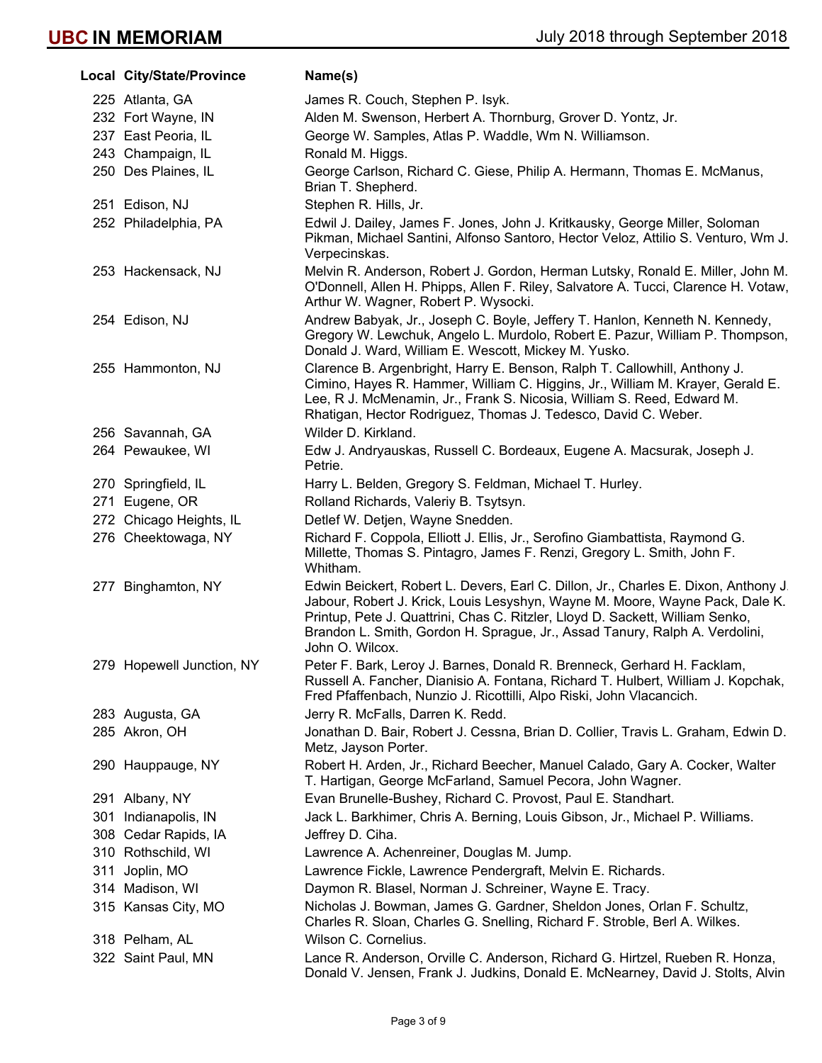| Local | City/State/Province | Name(s) |
|---|---|---|
| 225 | Atlanta, GA | James R. Couch, Stephen P. Isyk. |
| 232 | Fort Wayne, IN | Alden M. Swenson, Herbert A. Thornburg, Grover D. Yontz, Jr. |
| 237 | East Peoria, IL | George W. Samples, Atlas P. Waddle, Wm N. Williamson. |
| 243 | Champaign, IL | Ronald M. Higgs. |
| 250 | Des Plaines, IL | George Carlson, Richard C. Giese, Philip A. Hermann, Thomas E. McManus, Brian T. Shepherd. |
| 251 | Edison, NJ | Stephen R. Hills, Jr. |
| 252 | Philadelphia, PA | Edwil J. Dailey, James F. Jones, John J. Kritkausky, George Miller, Soloman Pikman, Michael Santini, Alfonso Santoro, Hector Veloz, Attilio S. Venturo, Wm J. Verpecinskas. |
| 253 | Hackensack, NJ | Melvin R. Anderson, Robert J. Gordon, Herman Lutsky, Ronald E. Miller, John M. O'Donnell, Allen H. Phipps, Allen F. Riley, Salvatore A. Tucci, Clarence H. Votaw, Arthur W. Wagner, Robert P. Wysocki. |
| 254 | Edison, NJ | Andrew Babyak, Jr., Joseph C. Boyle, Jeffery T. Hanlon, Kenneth N. Kennedy, Gregory W. Lewchuk, Angelo L. Murdolo, Robert E. Pazur, William P. Thompson, Donald J. Ward, William E. Wescott, Mickey M. Yusko. |
| 255 | Hammonton, NJ | Clarence B. Argenbright, Harry E. Benson, Ralph T. Callowhill, Anthony J. Cimino, Hayes R. Hammer, William C. Higgins, Jr., William M. Krayer, Gerald E. Lee, R J. McMenamin, Jr., Frank S. Nicosia, William S. Reed, Edward M. Rhatigan, Hector Rodriguez, Thomas J. Tedesco, David C. Weber. |
| 256 | Savannah, GA | Wilder D. Kirkland. |
| 264 | Pewaukee, WI | Edw J. Andryauskas, Russell C. Bordeaux, Eugene A. Macsurak, Joseph J. Petrie. |
| 270 | Springfield, IL | Harry L. Belden, Gregory S. Feldman, Michael T. Hurley. |
| 271 | Eugene, OR | Rolland Richards, Valeriy B. Tsytsyn. |
| 272 | Chicago Heights, IL | Detlef W. Detjen, Wayne Snedden. |
| 276 | Cheektowaga, NY | Richard F. Coppola, Elliott J. Ellis, Jr., Serofino Giambattista, Raymond G. Millette, Thomas S. Pintagro, James F. Renzi, Gregory L. Smith, John F. Whitham. |
| 277 | Binghamton, NY | Edwin Beickert, Robert L. Devers, Earl C. Dillon, Jr., Charles E. Dixon, Anthony J. Jabour, Robert J. Krick, Louis Lesyshyn, Wayne M. Moore, Wayne Pack, Dale K. Printup, Pete J. Quattrini, Chas C. Ritzler, Lloyd D. Sackett, William Senko, Brandon L. Smith, Gordon H. Sprague, Jr., Assad Tanury, Ralph A. Verdolini, John O. Wilcox. |
| 279 | Hopewell Junction, NY | Peter F. Bark, Leroy J. Barnes, Donald R. Brenneck, Gerhard H. Facklam, Russell A. Fancher, Dianisio A. Fontana, Richard T. Hulbert, William J. Kopchak, Fred Pfaffenbach, Nunzio J. Ricottilli, Alpo Riski, John Vlacancich. |
| 283 | Augusta, GA | Jerry R. McFalls, Darren K. Redd. |
| 285 | Akron, OH | Jonathan D. Bair, Robert J. Cessna, Brian D. Collier, Travis L. Graham, Edwin D. Metz, Jayson Porter. |
| 290 | Hauppauge, NY | Robert H. Arden, Jr., Richard Beecher, Manuel Calado, Gary A. Cocker, Walter T. Hartigan, George McFarland, Samuel Pecora, John Wagner. |
| 291 | Albany, NY | Evan Brunelle-Bushey, Richard C. Provost, Paul E. Standhart. |
| 301 | Indianapolis, IN | Jack L. Barkhimer, Chris A. Berning, Louis Gibson, Jr., Michael P. Williams. |
| 308 | Cedar Rapids, IA | Jeffrey D. Ciha. |
| 310 | Rothschild, WI | Lawrence A. Achenreiner, Douglas M. Jump. |
| 311 | Joplin, MO | Lawrence Fickle, Lawrence Pendergraft, Melvin E. Richards. |
| 314 | Madison, WI | Daymon R. Blasel, Norman J. Schreiner, Wayne E. Tracy. |
| 315 | Kansas City, MO | Nicholas J. Bowman, James G. Gardner, Sheldon Jones, Orlan F. Schultz, Charles R. Sloan, Charles G. Snelling, Richard F. Stroble, Berl A. Wilkes. |
| 318 | Pelham, AL | Wilson C. Cornelius. |
| 322 | Saint Paul, MN | Lance R. Anderson, Orville C. Anderson, Richard G. Hirtzel, Rueben R. Honza, Donald V. Jensen, Frank J. Judkins, Donald E. McNearney, David J. Stolts, Alvin |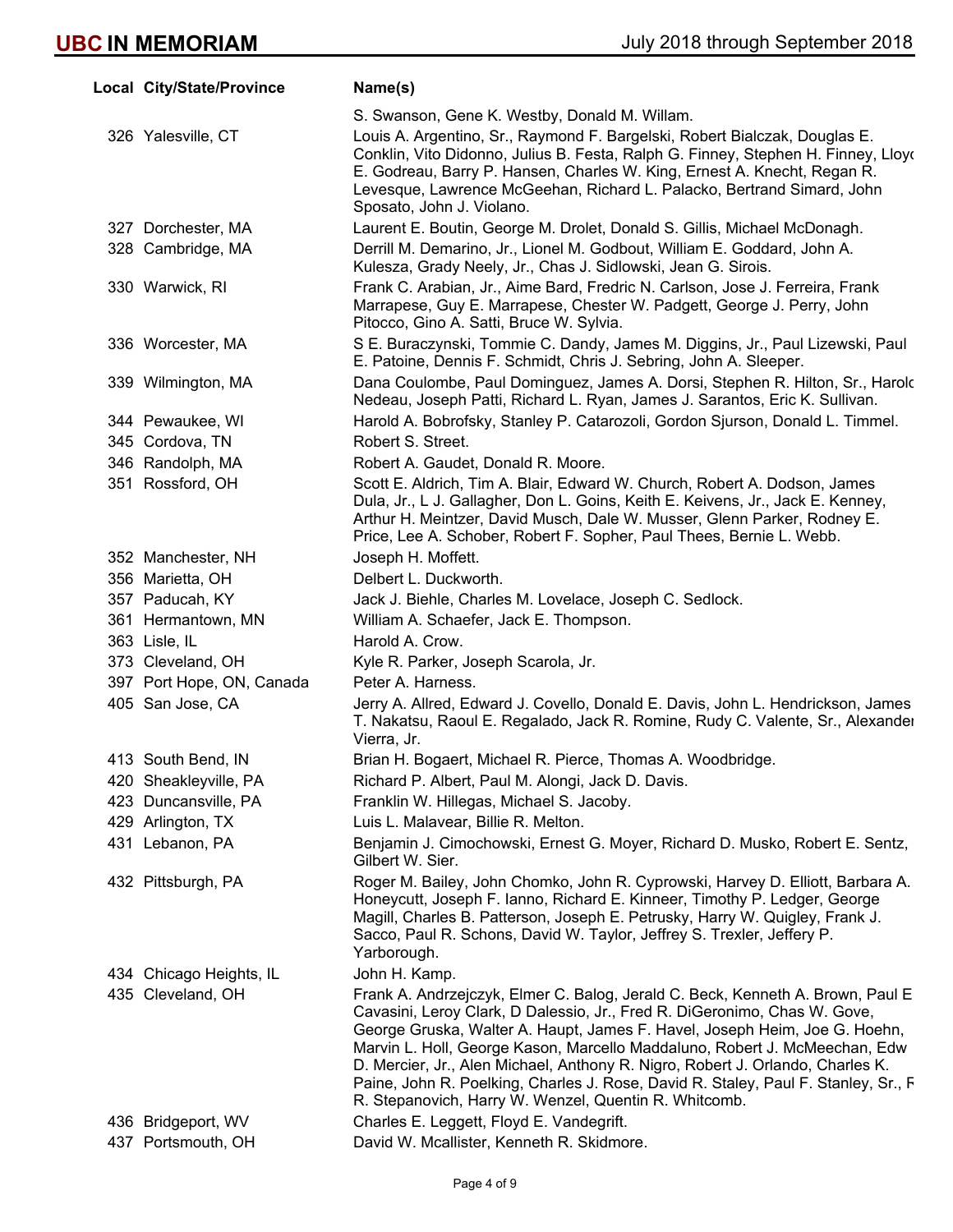| Local | City/State/Province | Name(s) |
|---|---|---|
| | | S. Swanson, Gene K. Westby, Donald M. Willam. |
| 326 | Yalesville, CT | Louis A. Argentino, Sr., Raymond F. Bargelski, Robert Bialczak, Douglas E. Conklin, Vito Didonno, Julius B. Festa, Ralph G. Finney, Stephen H. Finney, Lloyd E. Godreau, Barry P. Hansen, Charles W. King, Ernest A. Knecht, Regan R. Levesque, Lawrence McGeehan, Richard L. Palacko, Bertrand Simard, John Sposato, John J. Violano. |
| 327 | Dorchester, MA | Laurent E. Boutin, George M. Drolet, Donald S. Gillis, Michael McDonagh. |
| 328 | Cambridge, MA | Derrill M. Demarino, Jr., Lionel M. Godbout, William E. Goddard, John A. Kulesza, Grady Neely, Jr., Chas J. Sidlowski, Jean G. Sirois. |
| 330 | Warwick, RI | Frank C. Arabian, Jr., Aime Bard, Fredric N. Carlson, Jose J. Ferreira, Frank Marrapese, Guy E. Marrapese, Chester W. Padgett, George J. Perry, John Pitocco, Gino A. Satti, Bruce W. Sylvia. |
| 336 | Worcester, MA | S E. Buraczynski, Tommie C. Dandy, James M. Diggins, Jr., Paul Lizewski, Paul E. Patoine, Dennis F. Schmidt, Chris J. Sebring, John A. Sleeper. |
| 339 | Wilmington, MA | Dana Coulombe, Paul Dominguez, James A. Dorsi, Stephen R. Hilton, Sr., Harold Nedeau, Joseph Patti, Richard L. Ryan, James J. Sarantos, Eric K. Sullivan. |
| 344 | Pewaukee, WI | Harold A. Bobrofsky, Stanley P. Catarozoli, Gordon Sjurson, Donald L. Timmel. |
| 345 | Cordova, TN | Robert S. Street. |
| 346 | Randolph, MA | Robert A. Gaudet, Donald R. Moore. |
| 351 | Rossford, OH | Scott E. Aldrich, Tim A. Blair, Edward W. Church, Robert A. Dodson, James Dula, Jr., L J. Gallagher, Don L. Goins, Keith E. Keivens, Jr., Jack E. Kenney, Arthur H. Meintzer, David Musch, Dale W. Musser, Glenn Parker, Rodney E. Price, Lee A. Schober, Robert F. Sopher, Paul Thees, Bernie L. Webb. |
| 352 | Manchester, NH | Joseph H. Moffett. |
| 356 | Marietta, OH | Delbert L. Duckworth. |
| 357 | Paducah, KY | Jack J. Biehle, Charles M. Lovelace, Joseph C. Sedlock. |
| 361 | Hermantown, MN | William A. Schaefer, Jack E. Thompson. |
| 363 | Lisle, IL | Harold A. Crow. |
| 373 | Cleveland, OH | Kyle R. Parker, Joseph Scarola, Jr. |
| 397 | Port Hope, ON, Canada | Peter A. Harness. |
| 405 | San Jose, CA | Jerry A. Allred, Edward J. Covello, Donald E. Davis, John L. Hendrickson, James T. Nakatsu, Raoul E. Regalado, Jack R. Romine, Rudy C. Valente, Sr., Alexander Vierra, Jr. |
| 413 | South Bend, IN | Brian H. Bogaert, Michael R. Pierce, Thomas A. Woodbridge. |
| 420 | Sheakleyville, PA | Richard P. Albert, Paul M. Alongi, Jack D. Davis. |
| 423 | Duncansville, PA | Franklin W. Hillegas, Michael S. Jacoby. |
| 429 | Arlington, TX | Luis L. Malavear, Billie R. Melton. |
| 431 | Lebanon, PA | Benjamin J. Cimochowski, Ernest G. Moyer, Richard D. Musko, Robert E. Sentz, Gilbert W. Sier. |
| 432 | Pittsburgh, PA | Roger M. Bailey, John Chomko, John R. Cyprowski, Harvey D. Elliott, Barbara A. Honeycutt, Joseph F. Ianno, Richard E. Kinneer, Timothy P. Ledger, George Magill, Charles B. Patterson, Joseph E. Petrusky, Harry W. Quigley, Frank J. Sacco, Paul R. Schons, David W. Taylor, Jeffrey S. Trexler, Jeffery P. Yarborough. |
| 434 | Chicago Heights, IL | John H. Kamp. |
| 435 | Cleveland, OH | Frank A. Andrzejczyk, Elmer C. Balog, Jerald C. Beck, Kenneth A. Brown, Paul E Cavasini, Leroy Clark, D Dalessio, Jr., Fred R. DiGeronimo, Chas W. Gove, George Gruska, Walter A. Haupt, James F. Havel, Joseph Heim, Joe G. Hoehn, Marvin L. Holl, George Kason, Marcello Maddaluno, Robert J. McMeechan, Edw D. Mercier, Jr., Alen Michael, Anthony R. Nigro, Robert J. Orlando, Charles K. Paine, John R. Poelking, Charles J. Rose, David R. Staley, Paul F. Stanley, Sr., F R. Stepanovich, Harry W. Wenzel, Quentin R. Whitcomb. |
| 436 | Bridgeport, WV | Charles E. Leggett, Floyd E. Vandegrift. |
| 437 | Portsmouth, OH | David W. Mcallister, Kenneth R. Skidmore. |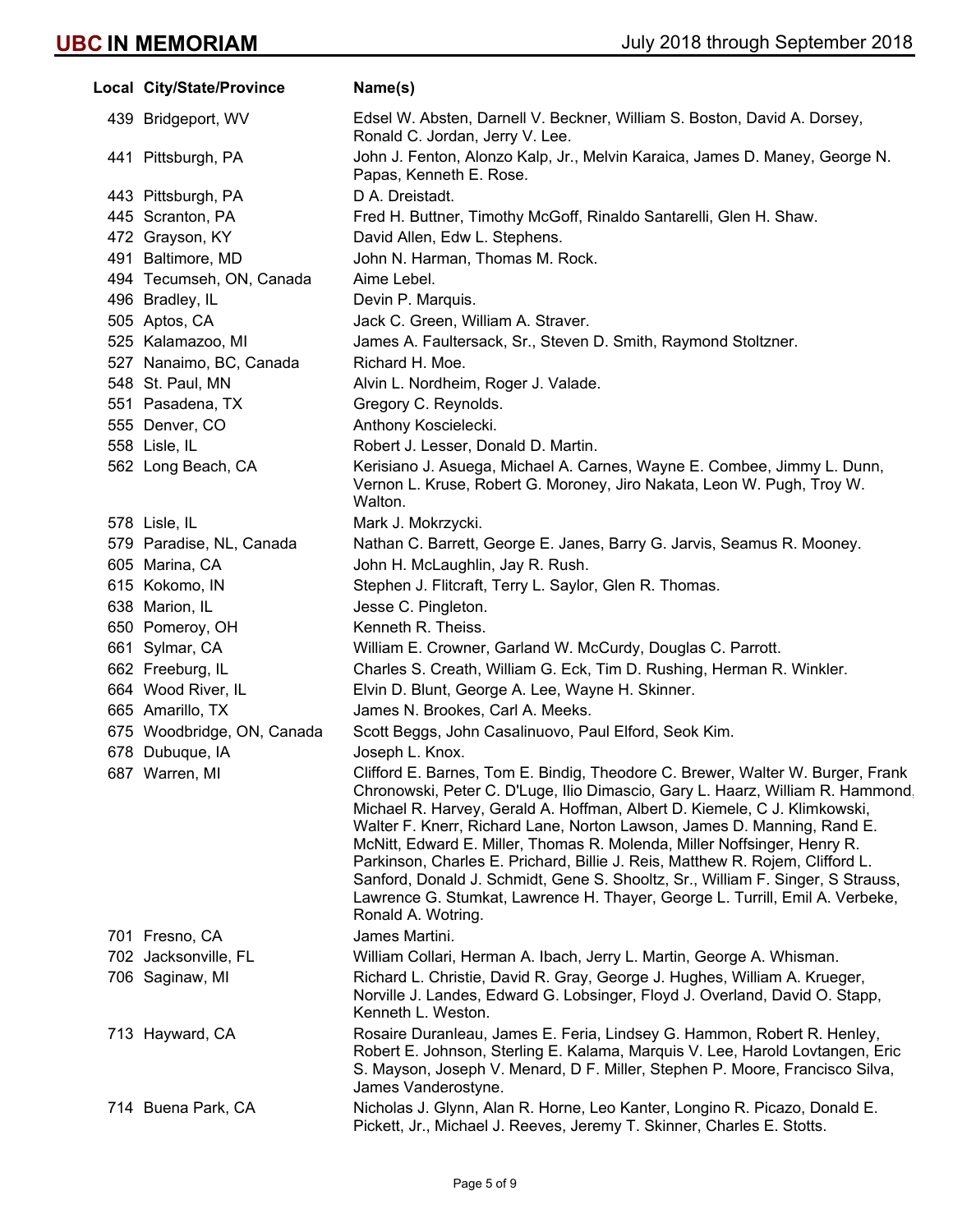| Local | City/State/Province | Name(s) |
|---|---|---|
| 439 | Bridgeport, WV | Edsel W. Absten, Darnell V. Beckner, William S. Boston, David A. Dorsey, Ronald C. Jordan, Jerry V. Lee. |
| 441 | Pittsburgh, PA | John J. Fenton, Alonzo Kalp, Jr., Melvin Karaica, James D. Maney, George N. Papas, Kenneth E. Rose. |
| 443 | Pittsburgh, PA | D A. Dreistadt. |
| 445 | Scranton, PA | Fred H. Buttner, Timothy McGoff, Rinaldo Santarelli, Glen H. Shaw. |
| 472 | Grayson, KY | David Allen, Edw L. Stephens. |
| 491 | Baltimore, MD | John N. Harman, Thomas M. Rock. |
| 494 | Tecumseh, ON, Canada | Aime Lebel. |
| 496 | Bradley, IL | Devin P. Marquis. |
| 505 | Aptos, CA | Jack C. Green, William A. Straver. |
| 525 | Kalamazoo, MI | James A. Faultersack, Sr., Steven D. Smith, Raymond Stoltzner. |
| 527 | Nanaimo, BC, Canada | Richard H. Moe. |
| 548 | St. Paul, MN | Alvin L. Nordheim, Roger J. Valade. |
| 551 | Pasadena, TX | Gregory C. Reynolds. |
| 555 | Denver, CO | Anthony Koscielecki. |
| 558 | Lisle, IL | Robert J. Lesser, Donald D. Martin. |
| 562 | Long Beach, CA | Kerisiano J. Asuega, Michael A. Carnes, Wayne E. Combee, Jimmy L. Dunn, Vernon L. Kruse, Robert G. Moroney, Jiro Nakata, Leon W. Pugh, Troy W. Walton. |
| 578 | Lisle, IL | Mark J. Mokrzycki. |
| 579 | Paradise, NL, Canada | Nathan C. Barrett, George E. Janes, Barry G. Jarvis, Seamus R. Mooney. |
| 605 | Marina, CA | John H. McLaughlin, Jay R. Rush. |
| 615 | Kokomo, IN | Stephen J. Flitcraft, Terry L. Saylor, Glen R. Thomas. |
| 638 | Marion, IL | Jesse C. Pingleton. |
| 650 | Pomeroy, OH | Kenneth R. Theiss. |
| 661 | Sylmar, CA | William E. Crowner, Garland W. McCurdy, Douglas C. Parrott. |
| 662 | Freeburg, IL | Charles S. Creath, William G. Eck, Tim D. Rushing, Herman R. Winkler. |
| 664 | Wood River, IL | Elvin D. Blunt, George A. Lee, Wayne H. Skinner. |
| 665 | Amarillo, TX | James N. Brookes, Carl A. Meeks. |
| 675 | Woodbridge, ON, Canada | Scott Beggs, John Casalinuovo, Paul Elford, Seok Kim. |
| 678 | Dubuque, IA | Joseph L. Knox. |
| 687 | Warren, MI | Clifford E. Barnes, Tom E. Bindig, Theodore C. Brewer, Walter W. Burger, Frank Chronowski, Peter C. D'Luge, Ilio Dimascio, Gary L. Haarz, William R. Hammond, Michael R. Harvey, Gerald A. Hoffman, Albert D. Kiemele, C J. Klimkowski, Walter F. Knerr, Richard Lane, Norton Lawson, James D. Manning, Rand E. McNitt, Edward E. Miller, Thomas R. Molenda, Miller Noffsinger, Henry R. Parkinson, Charles E. Prichard, Billie J. Reis, Matthew R. Rojem, Clifford L. Sanford, Donald J. Schmidt, Gene S. Shooltz, Sr., William F. Singer, S Strauss, Lawrence G. Stumkat, Lawrence H. Thayer, George L. Turrill, Emil A. Verbeke, Ronald A. Wotring. |
| 701 | Fresno, CA | James Martini. |
| 702 | Jacksonville, FL | William Collari, Herman A. Ibach, Jerry L. Martin, George A. Whisman. |
| 706 | Saginaw, MI | Richard L. Christie, David R. Gray, George J. Hughes, William A. Krueger, Norville J. Landes, Edward G. Lobsinger, Floyd J. Overland, David O. Stapp, Kenneth L. Weston. |
| 713 | Hayward, CA | Rosaire Duranleau, James E. Feria, Lindsey G. Hammon, Robert R. Henley, Robert E. Johnson, Sterling E. Kalama, Marquis V. Lee, Harold Lovtangen, Eric S. Mayson, Joseph V. Menard, D F. Miller, Stephen P. Moore, Francisco Silva, James Vanderostyne. |
| 714 | Buena Park, CA | Nicholas J. Glynn, Alan R. Horne, Leo Kanter, Longino R. Picazo, Donald E. Pickett, Jr., Michael J. Reeves, Jeremy T. Skinner, Charles E. Stotts. |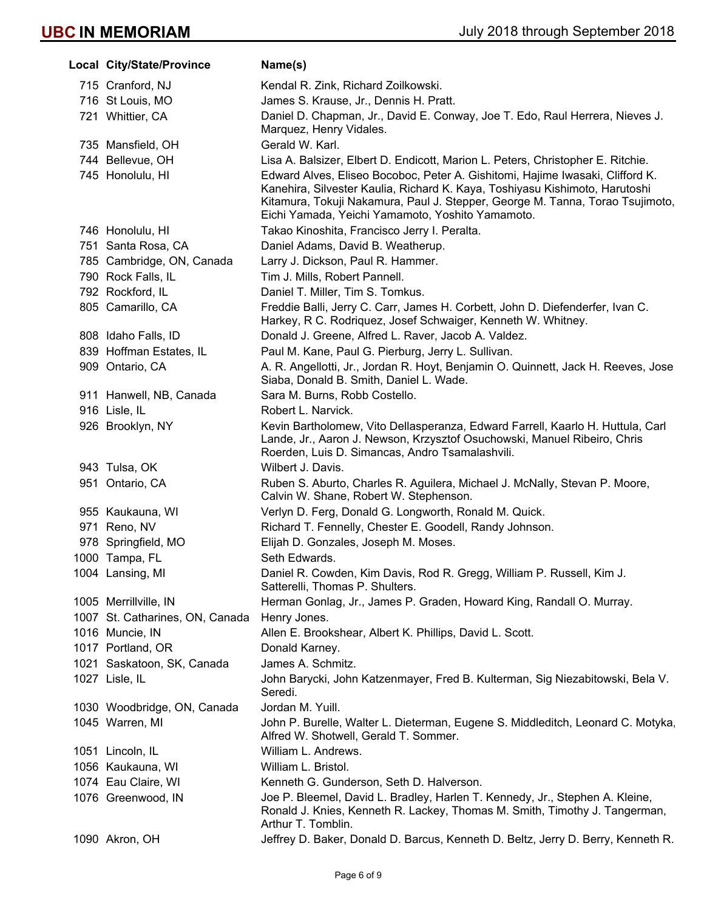| Local | City/State/Province | Name(s) |
|---|---|---|
| 715 | Cranford, NJ | Kendal R. Zink, Richard Zoilkowski. |
| 716 | St Louis, MO | James S. Krause, Jr., Dennis H. Pratt. |
| 721 | Whittier, CA | Daniel D. Chapman, Jr., David E. Conway, Joe T. Edo, Raul Herrera, Nieves J. Marquez, Henry Vidales. |
| 735 | Mansfield, OH | Gerald W. Karl. |
| 744 | Bellevue, OH | Lisa A. Balsizer, Elbert D. Endicott, Marion L. Peters, Christopher E. Ritchie. |
| 745 | Honolulu, HI | Edward Alves, Eliseo Bocoboc, Peter A. Gishitomi, Hajime Iwasaki, Clifford K. Kanehira, Silvester Kaulia, Richard K. Kaya, Toshiyasu Kishimoto, Harutoshi Kitamura, Tokuji Nakamura, Paul J. Stepper, George M. Tanna, Torao Tsujimoto, Eichi Yamada, Yeichi Yamamoto, Yoshito Yamamoto. |
| 746 | Honolulu, HI | Takao Kinoshita, Francisco Jerry I. Peralta. |
| 751 | Santa Rosa, CA | Daniel Adams, David B. Weatherup. |
| 785 | Cambridge, ON, Canada | Larry J. Dickson, Paul R. Hammer. |
| 790 | Rock Falls, IL | Tim J. Mills, Robert Pannell. |
| 792 | Rockford, IL | Daniel T. Miller, Tim S. Tomkus. |
| 805 | Camarillo, CA | Freddie Balli, Jerry C. Carr, James H. Corbett, John D. Diefenderfer, Ivan C. Harkey, R C. Rodriquez, Josef Schwaiger, Kenneth W. Whitney. |
| 808 | Idaho Falls, ID | Donald J. Greene, Alfred L. Raver, Jacob A. Valdez. |
| 839 | Hoffman Estates, IL | Paul M. Kane, Paul G. Pierburg, Jerry L. Sullivan. |
| 909 | Ontario, CA | A. R. Angellotti, Jr., Jordan R. Hoyt, Benjamin O. Quinnett, Jack H. Reeves, Jose Siaba, Donald B. Smith, Daniel L. Wade. |
| 911 | Hanwell, NB, Canada | Sara M. Burns, Robb Costello. |
| 916 | Lisle, IL | Robert L. Narvick. |
| 926 | Brooklyn, NY | Kevin Bartholomew, Vito Dellasperanza, Edward Farrell, Kaarlo H. Huttula, Carl Lande, Jr., Aaron J. Newson, Krzysztof Osuchowski, Manuel Ribeiro, Chris Roerden, Luis D. Simancas, Andro Tsamalashvili. |
| 943 | Tulsa, OK | Wilbert J. Davis. |
| 951 | Ontario, CA | Ruben S. Aburto, Charles R. Aguilera, Michael J. McNally, Stevan P. Moore, Calvin W. Shane, Robert W. Stephenson. |
| 955 | Kaukauna, WI | Verlyn D. Ferg, Donald G. Longworth, Ronald M. Quick. |
| 971 | Reno, NV | Richard T. Fennelly, Chester E. Goodell, Randy Johnson. |
| 978 | Springfield, MO | Elijah D. Gonzales, Joseph M. Moses. |
| 1000 | Tampa, FL | Seth Edwards. |
| 1004 | Lansing, MI | Daniel R. Cowden, Kim Davis, Rod R. Gregg, William P. Russell, Kim J. Satterelli, Thomas P. Shulters. |
| 1005 | Merrillville, IN | Herman Gonlag, Jr., James P. Graden, Howard King, Randall O. Murray. |
| 1007 | St. Catharines, ON, Canada | Henry Jones. |
| 1016 | Muncie, IN | Allen E. Brookshear, Albert K. Phillips, David L. Scott. |
| 1017 | Portland, OR | Donald Karney. |
| 1021 | Saskatoon, SK, Canada | James A. Schmitz. |
| 1027 | Lisle, IL | John Barycki, John Katzenmayer, Fred B. Kulterman, Sig Niezabitowski, Bela V. Seredi. |
| 1030 | Woodbridge, ON, Canada | Jordan M. Yuill. |
| 1045 | Warren, MI | John P. Burelle, Walter L. Dieterman, Eugene S. Middleditch, Leonard C. Motyka, Alfred W. Shotwell, Gerald T. Sommer. |
| 1051 | Lincoln, IL | William L. Andrews. |
| 1056 | Kaukauna, WI | William L. Bristol. |
| 1074 | Eau Claire, WI | Kenneth G. Gunderson, Seth D. Halverson. |
| 1076 | Greenwood, IN | Joe P. Bleemel, David L. Bradley, Harlen T. Kennedy, Jr., Stephen A. Kleine, Ronald J. Knies, Kenneth R. Lackey, Thomas M. Smith, Timothy J. Tangerman, Arthur T. Tomblin. |
| 1090 | Akron, OH | Jeffrey D. Baker, Donald D. Barcus, Kenneth D. Beltz, Jerry D. Berry, Kenneth R. |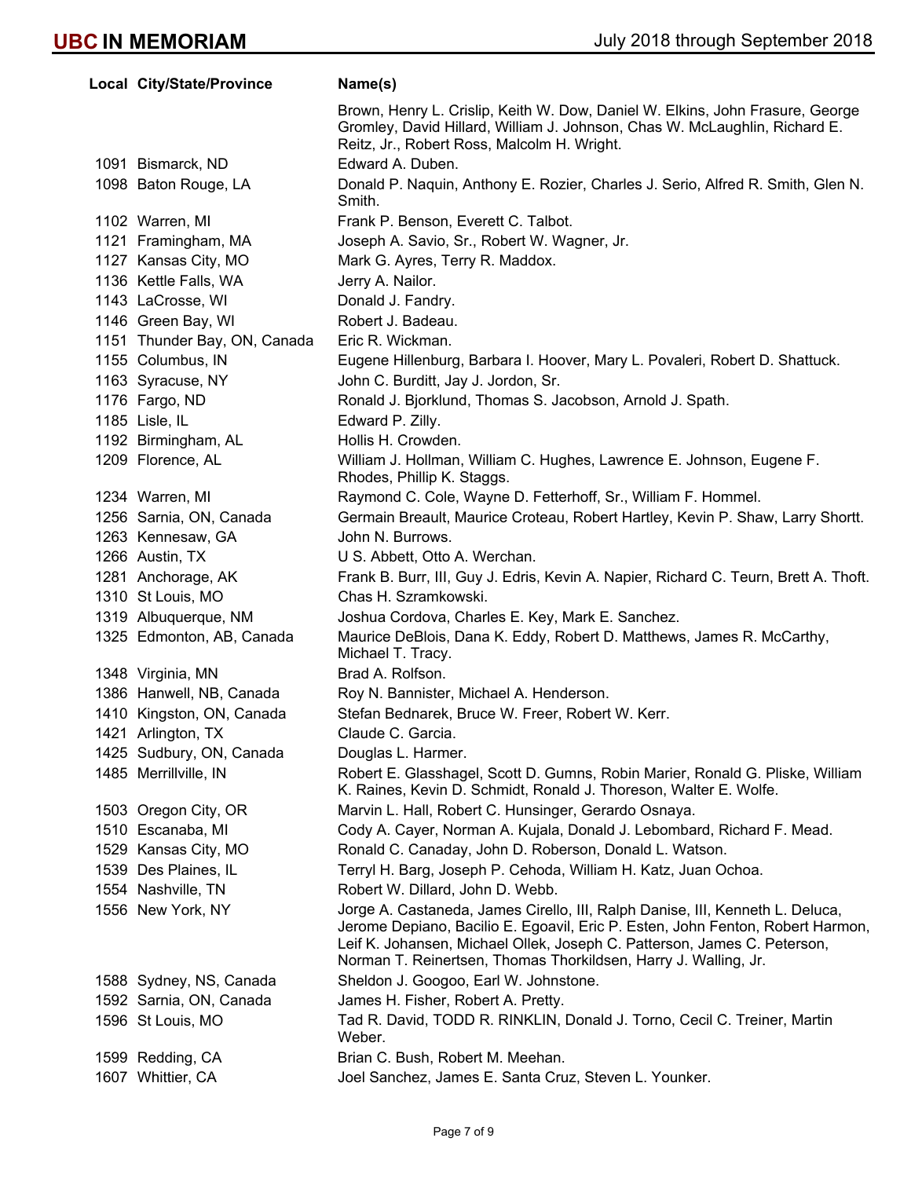| Local | City/State/Province | Name(s) |
|---|---|---|
| | | Brown, Henry L. Crislip, Keith W. Dow, Daniel W. Elkins, John Frasure, George Gromley, David Hillard, William J. Johnson, Chas W. McLaughlin, Richard E. Reitz, Jr., Robert Ross, Malcolm H. Wright. |
| 1091 | Bismarck, ND | Edward A. Duben. |
| 1098 | Baton Rouge, LA | Donald P. Naquin, Anthony E. Rozier, Charles J. Serio, Alfred R. Smith, Glen N. Smith. |
| 1102 | Warren, MI | Frank P. Benson, Everett C. Talbot. |
| 1121 | Framingham, MA | Joseph A. Savio, Sr., Robert W. Wagner, Jr. |
| 1127 | Kansas City, MO | Mark G. Ayres, Terry R. Maddox. |
| 1136 | Kettle Falls, WA | Jerry A. Nailor. |
| 1143 | LaCrosse, WI | Donald J. Fandry. |
| 1146 | Green Bay, WI | Robert J. Badeau. |
| 1151 | Thunder Bay, ON, Canada | Eric R. Wickman. |
| 1155 | Columbus, IN | Eugene Hillenburg, Barbara I. Hoover, Mary L. Povaleri, Robert D. Shattuck. |
| 1163 | Syracuse, NY | John C. Burditt, Jay J. Jordon, Sr. |
| 1176 | Fargo, ND | Ronald J. Bjorklund, Thomas S. Jacobson, Arnold J. Spath. |
| 1185 | Lisle, IL | Edward P. Zilly. |
| 1192 | Birmingham, AL | Hollis H. Crowden. |
| 1209 | Florence, AL | William J. Hollman, William C. Hughes, Lawrence E. Johnson, Eugene F. Rhodes, Phillip K. Staggs. |
| 1234 | Warren, MI | Raymond C. Cole, Wayne D. Fetterhoff, Sr., William F. Hommel. |
| 1256 | Sarnia, ON, Canada | Germain Breault, Maurice Croteau, Robert Hartley, Kevin P. Shaw, Larry Shortt. |
| 1263 | Kennesaw, GA | John N. Burrows. |
| 1266 | Austin, TX | U S. Abbett, Otto A. Werchan. |
| 1281 | Anchorage, AK | Frank B. Burr, III, Guy J. Edris, Kevin A. Napier, Richard C. Teurn, Brett A. Thoft. |
| 1310 | St Louis, MO | Chas H. Szramkowski. |
| 1319 | Albuquerque, NM | Joshua Cordova, Charles E. Key, Mark E. Sanchez. |
| 1325 | Edmonton, AB, Canada | Maurice DeBlois, Dana K. Eddy, Robert D. Matthews, James R. McCarthy, Michael T. Tracy. |
| 1348 | Virginia, MN | Brad A. Rolfson. |
| 1386 | Hanwell, NB, Canada | Roy N. Bannister, Michael A. Henderson. |
| 1410 | Kingston, ON, Canada | Stefan Bednarek, Bruce W. Freer, Robert W. Kerr. |
| 1421 | Arlington, TX | Claude C. Garcia. |
| 1425 | Sudbury, ON, Canada | Douglas L. Harmer. |
| 1485 | Merrillville, IN | Robert E. Glasshagel, Scott D. Gumns, Robin Marier, Ronald G. Pliske, William K. Raines, Kevin D. Schmidt, Ronald J. Thoreson, Walter E. Wolfe. |
| 1503 | Oregon City, OR | Marvin L. Hall, Robert C. Hunsinger, Gerardo Osnaya. |
| 1510 | Escanaba, MI | Cody A. Cayer, Norman A. Kujala, Donald J. Lebombard, Richard F. Mead. |
| 1529 | Kansas City, MO | Ronald C. Canaday, John D. Roberson, Donald L. Watson. |
| 1539 | Des Plaines, IL | Terryl H. Barg, Joseph P. Cehoda, William H. Katz, Juan Ochoa. |
| 1554 | Nashville, TN | Robert W. Dillard, John D. Webb. |
| 1556 | New York, NY | Jorge A. Castaneda, James Cirello, III, Ralph Danise, III, Kenneth L. Deluca, Jerome Depiano, Bacilio E. Egoavil, Eric P. Esten, John Fenton, Robert Harmon, Leif K. Johansen, Michael Ollek, Joseph C. Patterson, James C. Peterson, Norman T. Reinertsen, Thomas Thorkildsen, Harry J. Walling, Jr. |
| 1588 | Sydney, NS, Canada | Sheldon J. Googoo, Earl W. Johnstone. |
| 1592 | Sarnia, ON, Canada | James H. Fisher, Robert A. Pretty. |
| 1596 | St Louis, MO | Tad R. David, TODD R. RINKLIN, Donald J. Torno, Cecil C. Treiner, Martin Weber. |
| 1599 | Redding, CA | Brian C. Bush, Robert M. Meehan. |
| 1607 | Whittier, CA | Joel Sanchez, James E. Santa Cruz, Steven L. Younker. |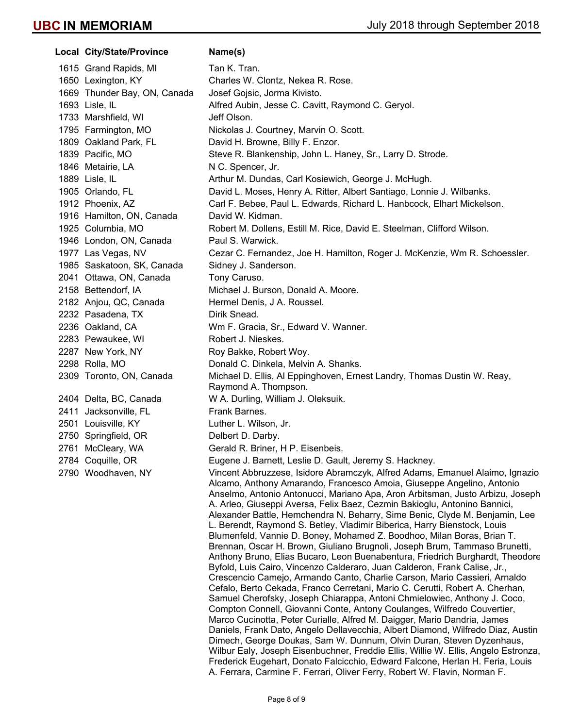# UBC IN MEMORIAM

July 2018 through September 2018

| Local | City/State/Province | Name(s) |
|---|---|---|
| 1615 | Grand Rapids, MI | Tan K. Tran. |
| 1650 | Lexington, KY | Charles W. Clontz, Nekea R. Rose. |
| 1669 | Thunder Bay, ON, Canada | Josef Gojsic, Jorma Kivisto. |
| 1693 | Lisle, IL | Alfred Aubin, Jesse C. Cavitt, Raymond C. Geryol. |
| 1733 | Marshfield, WI | Jeff Olson. |
| 1795 | Farmington, MO | Nickolas J. Courtney, Marvin O. Scott. |
| 1809 | Oakland Park, FL | David H. Browne, Billy F. Enzor. |
| 1839 | Pacific, MO | Steve R. Blankenship, John L. Haney, Sr., Larry D. Strode. |
| 1846 | Metairie, LA | N C. Spencer, Jr. |
| 1889 | Lisle, IL | Arthur M. Dundas, Carl Kosiewich, George J. McHugh. |
| 1905 | Orlando, FL | David L. Moses, Henry A. Ritter, Albert Santiago, Lonnie J. Wilbanks. |
| 1912 | Phoenix, AZ | Carl F. Bebee, Paul L. Edwards, Richard L. Hanbcock, Elhart Mickelson. |
| 1916 | Hamilton, ON, Canada | David W. Kidman. |
| 1925 | Columbia, MO | Robert M. Dollens, Estill M. Rice, David E. Steelman, Clifford Wilson. |
| 1946 | London, ON, Canada | Paul S. Warwick. |
| 1977 | Las Vegas, NV | Cezar C. Fernandez, Joe H. Hamilton, Roger J. McKenzie, Wm R. Schoessler. |
| 1985 | Saskatoon, SK, Canada | Sidney J. Sanderson. |
| 2041 | Ottawa, ON, Canada | Tony Caruso. |
| 2158 | Bettendorf, IA | Michael J. Burson, Donald A. Moore. |
| 2182 | Anjou, QC, Canada | Hermel Denis, J A. Roussel. |
| 2232 | Pasadena, TX | Dirik Snead. |
| 2236 | Oakland, CA | Wm F. Gracia, Sr., Edward V. Wanner. |
| 2283 | Pewaukee, WI | Robert J. Nieskes. |
| 2287 | New York, NY | Roy Bakke, Robert Woy. |
| 2298 | Rolla, MO | Donald C. Dinkela, Melvin A. Shanks. |
| 2309 | Toronto, ON, Canada | Michael D. Ellis, Al Eppinghoven, Ernest Landry, Thomas Dustin W. Reay, Raymond A. Thompson. |
| 2404 | Delta, BC, Canada | W A. Durling, William J. Oleksuik. |
| 2411 | Jacksonville, FL | Frank Barnes. |
| 2501 | Louisville, KY | Luther L. Wilson, Jr. |
| 2750 | Springfield, OR | Delbert D. Darby. |
| 2761 | McCleary, WA | Gerald R. Briner, H P. Eisenbeis. |
| 2784 | Coquille, OR | Eugene J. Barnett, Leslie D. Gault, Jeremy S. Hackney. |
| 2790 | Woodhaven, NY | Vincent Abbruzzese, Isidore Abramczyk, Alfred Adams, Emanuel Alaimo, Ignazio Alcamo, Anthony Amarando, Francesco Amoia, Giuseppe Angelino, Antonio Anselmo, Antonio Antonucci, Mariano Apa, Aron Arbitsman, Justo Arbizu, Joseph A. Arleo, Giuseppi Aversa, Felix Baez, Cezmin Bakioglu, Antonino Bannici, Alexander Battle, Hemchendra N. Beharry, Sime Benic, Clyde M. Benjamin, Lee L. Berendt, Raymond S. Betley, Vladimir Biberica, Harry Bienstock, Louis Blumenfeld, Vannie D. Boney, Mohamed Z. Boodhoo, Milan Boras, Brian T. Brennan, Oscar H. Brown, Giuliano Brugnoli, Joseph Brum, Tammaso Brunetti, Anthony Bruno, Elias Bucaro, Leon Buenabentura, Friedrich Burghardt, Theodore Byfold, Luis Cairo, Vincenzo Calderaro, Juan Calderon, Frank Calise, Jr., Crescencio Camejo, Armando Canto, Charlie Carson, Mario Cassieri, Arnaldo Cefalo, Berto Cekada, Franco Cerretani, Mario C. Cerutti, Robert A. Cherhan, Samuel Cherofsky, Joseph Chiarappa, Antoni Chmielowiec, Anthony J. Coco, Compton Connell, Giovanni Conte, Antony Coulanges, Wilfredo Couvertier, Marco Cucinotta, Peter Curialle, Alfred M. Daigger, Mario Dandria, James Daniels, Frank Dato, Angelo Dellavecchia, Albert Diamond, Wilfredo Diaz, Austin Dimech, George Doukas, Sam W. Dunnum, Olvin Duran, Steven Dyzenhaus, Wilbur Ealy, Joseph Eisenbuchner, Freddie Ellis, Willie W. Ellis, Angelo Estronza, Frederick Eugehart, Donato Falcicchio, Edward Falcone, Herlan H. Feria, Louis A. Ferrara, Carmine F. Ferrari, Oliver Ferry, Robert W. Flavin, Norman F. |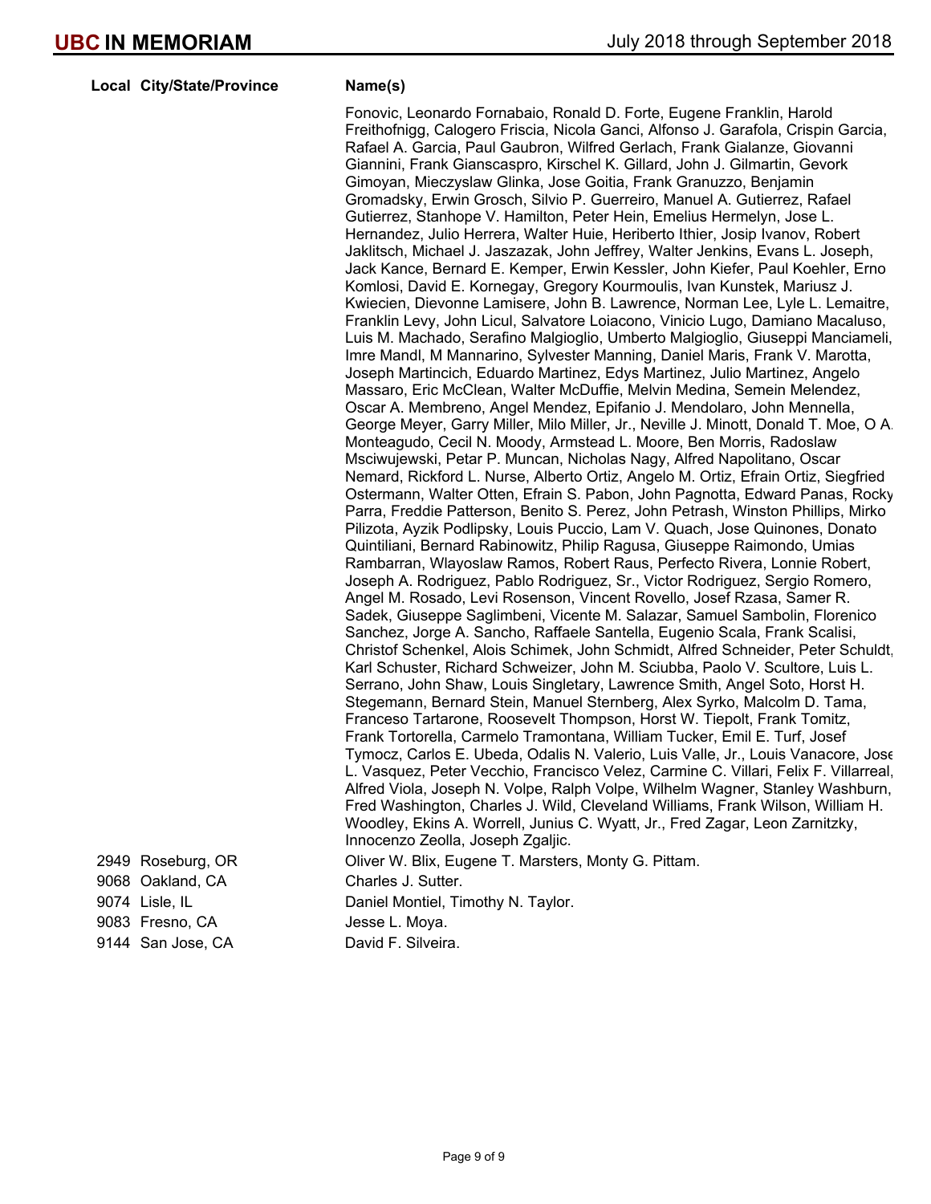| Local | City/State/Province | Name(s) |
|---|---|---|
| | | Fonovic, Leonardo Fornabaio, Ronald D. Forte, Eugene Franklin, Harold Freithofnigg, Calogero Friscia, Nicola Ganci, Alfonso J. Garafola, Crispin Garcia, Rafael A. Garcia, Paul Gaubron, Wilfred Gerlach, Frank Gialanze, Giovanni Giannini, Frank Gianscaspro, Kirschel K. Gillard, John J. Gilmartin, Gevork Gimoyan, Mieczyslaw Glinka, Jose Goitia, Frank Granuzzo, Benjamin Gromadsky, Erwin Grosch, Silvio P. Guerreiro, Manuel A. Gutierrez, Rafael Gutierrez, Stanhope V. Hamilton, Peter Hein, Emelius Hermelyn, Jose L. Hernandez, Julio Herrera, Walter Huie, Heriberto Ithier, Josip Ivanov, Robert Jaklitsch, Michael J. Jaszazak, John Jeffrey, Walter Jenkins, Evans L. Joseph, Jack Kance, Bernard E. Kemper, Erwin Kessler, John Kiefer, Paul Koehler, Erno Komlosi, David E. Kornegay, Gregory Kourmoulis, Ivan Kunstek, Mariusz J. Kwiecien, Dievonne Lamisere, John B. Lawrence, Norman Lee, Lyle L. Lemaitre, Franklin Levy, John Licul, Salvatore Loiacono, Vinicio Lugo, Damiano Macaluso, Luis M. Machado, Serafino Malgioglio, Umberto Malgioglio, Giuseppi Manciameli, Imre Mandl, M Mannarino, Sylvester Manning, Daniel Maris, Frank V. Marotta, Joseph Martincich, Eduardo Martinez, Edys Martinez, Julio Martinez, Angelo Massaro, Eric McClean, Walter McDuffie, Melvin Medina, Semein Melendez, Oscar A. Membreno, Angel Mendez, Epifanio J. Mendolaro, John Mennella, George Meyer, Garry Miller, Milo Miller, Jr., Neville J. Minott, Donald T. Moe, O A. Monteagudo, Cecil N. Moody, Armstead L. Moore, Ben Morris, Radoslaw Msciwujewski, Petar P. Muncan, Nicholas Nagy, Alfred Napolitano, Oscar Nemard, Rickford L. Nurse, Alberto Ortiz, Angelo M. Ortiz, Efrain Ortiz, Siegfried Ostermann, Walter Otten, Efrain S. Pabon, John Pagnotta, Edward Panas, Rocky Parra, Freddie Patterson, Benito S. Perez, John Petrash, Winston Phillips, Mirko Pilizota, Ayzik Podlipsky, Louis Puccio, Lam V. Quach, Jose Quinones, Donato Quintiliani, Bernard Rabinowitz, Philip Ragusa, Giuseppe Raimondo, Umias Rambarran, Wlayoslaw Ramos, Robert Raus, Perfecto Rivera, Lonnie Robert, Joseph A. Rodriguez, Pablo Rodriguez, Sr., Victor Rodriguez, Sergio Romero, Angel M. Rosado, Levi Rosenson, Vincent Rovello, Josef Rzasa, Samer R. Sadek, Giuseppe Saglimbeni, Vicente M. Salazar, Samuel Sambolin, Florenico Sanchez, Jorge A. Sancho, Raffaele Santella, Eugenio Scala, Frank Scalisi, Christof Schenkel, Alois Schimek, John Schmidt, Alfred Schneider, Peter Schuldt, Karl Schuster, Richard Schweizer, John M. Sciubba, Paolo V. Scultore, Luis L. Serrano, John Shaw, Louis Singletary, Lawrence Smith, Angel Soto, Horst H. Stegemann, Bernard Stein, Manuel Sternberg, Alex Syrko, Malcolm D. Tama, Franceso Tartarone, Roosevelt Thompson, Horst W. Tiepolt, Frank Tomitz, Frank Tortorella, Carmelo Tramontana, William Tucker, Emil E. Turf, Josef Tymocz, Carlos E. Ubeda, Odalis N. Valerio, Luis Valle, Jr., Louis Vanacore, Jose L. Vasquez, Peter Vecchio, Francisco Velez, Carmine C. Villari, Felix F. Villarreal, Alfred Viola, Joseph N. Volpe, Ralph Volpe, Wilhelm Wagner, Stanley Washburn, Fred Washington, Charles J. Wild, Cleveland Williams, Frank Wilson, William H. Woodley, Ekins A. Worrell, Junius C. Wyatt, Jr., Fred Zagar, Leon Zarnitzky, Innocenzo Zeolla, Joseph Zgaljic. |
| 2949 | Roseburg, OR | Oliver W. Blix, Eugene T. Marsters, Monty G. Pittam. |
| 9068 | Oakland, CA | Charles J. Sutter. |
| 9074 | Lisle, IL | Daniel Montiel, Timothy N. Taylor. |
| 9083 | Fresno, CA | Jesse L. Moya. |
| 9144 | San Jose, CA | David F. Silveira. |